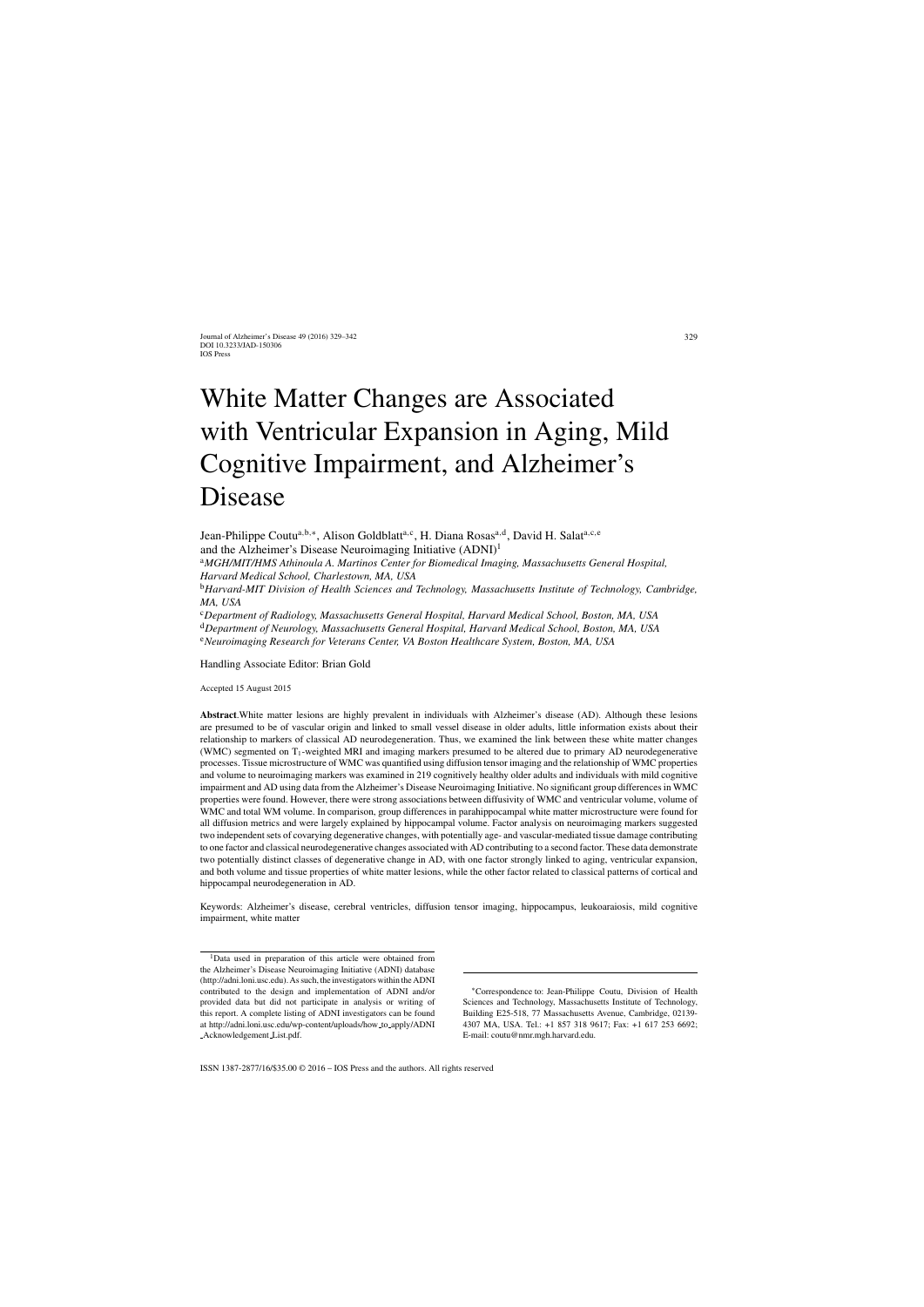# White Matter Changes are Associated with Ventricular Expansion in Aging, Mild Cognitive Impairment, and Alzheimer's Disease

Jean-Philippe Coutu[a,b,*], Alison Goldblatt[a,c], H. Diana Rosas[a,d], David H. Salat[a,c,e] and the Alzheimer's Disease Neuroimaging Initiative (ADNI)[1]

[a]*MGH/MIT/HMS Athinoula A. Martinos Center for Biomedical Imaging, Massachusetts General Hospital, Harvard Medical School, Charlestown, MA, USA*

[b]*Harvard-MIT Division of Health Sciences and Technology, Massachusetts Institute of Technology, Cambridge, MA, USA*

[c]*Department of Radiology, Massachusetts General Hospital, Harvard Medical School, Boston, MA, USA*

[d]*Department of Neurology, Massachusetts General Hospital, Harvard Medical School, Boston, MA, USA*

[e]*Neuroimaging Research for Veterans Center, VA Boston Healthcare System, Boston, MA, USA*

Handling Associate Editor: Brian Gold

Accepted 15 August 2015

**Abstract**. White matter lesions are highly prevalent in individuals with Alzheimer's disease (AD). Although these lesions are presumed to be of vascular origin and linked to small vessel disease in older adults, little information exists about their relationship to markers of classical AD neurodegeneration. Thus, we examined the link between these white matter changes (WMC) segmented on $T_1$-weighted MRI and imaging markers presumed to be altered due to primary AD neurodegenerative processes. Tissue microstructure of WMC was quantified using diffusion tensor imaging and the relationship of WMC properties and volume to neuroimaging markers was examined in 219 cognitively healthy older adults and individuals with mild cognitive impairment and AD using data from the Alzheimer's Disease Neuroimaging Initiative. No significant group differences in WMC properties were found. However, there were strong associations between diffusivity of WMC and ventricular volume, volume of WMC and total WM volume. In comparison, group differences in parahippocampal white matter microstructure were found for all diffusion metrics and were largely explained by hippocampal volume. Factor analysis on neuroimaging markers suggested two independent sets of covarying degenerative changes, with potentially age- and vascular-mediated tissue damage contributing to one factor and classical neurodegenerative changes associated with AD contributing to a second factor. These data demonstrate two potentially distinct classes of degenerative change in AD, with one factor strongly linked to aging, ventricular expansion, and both volume and tissue properties of white matter lesions, while the other factor related to classical patterns of cortical and hippocampal neurodegeneration in AD.

Keywords: Alzheimer's disease, cerebral ventricles, diffusion tensor imaging, hippocampus, leukoaraiosis, mild cognitive impairment, white matter

[1]Data used in preparation of this article were obtained from the Alzheimer's Disease Neuroimaging Initiative (ADNI) database (http://adni.loni.usc.edu). As such, the investigators within the ADNI contributed to the design and implementation of ADNI and/or provided data but did not participate in analysis or writing of this report. A complete listing of ADNI investigators can be found at http://adni.loni.usc.edu/wp-content/uploads/how_to_apply/ADNI_Acknowledgement_List.pdf.

*Correspondence to: Jean-Philippe Coutu, Division of Health Sciences and Technology, Massachusetts Institute of Technology, Building E25-518, 77 Massachusetts Avenue, Cambridge, 02139-4307 MA, USA. Tel.: +1 857 318 9617; Fax: +1 617 253 6692; E-mail: coutu@nmr.mgh.harvard.edu.

ISSN 1387-2877/16/$35.00 © 2016 – IOS Press and the authors. All rights reserved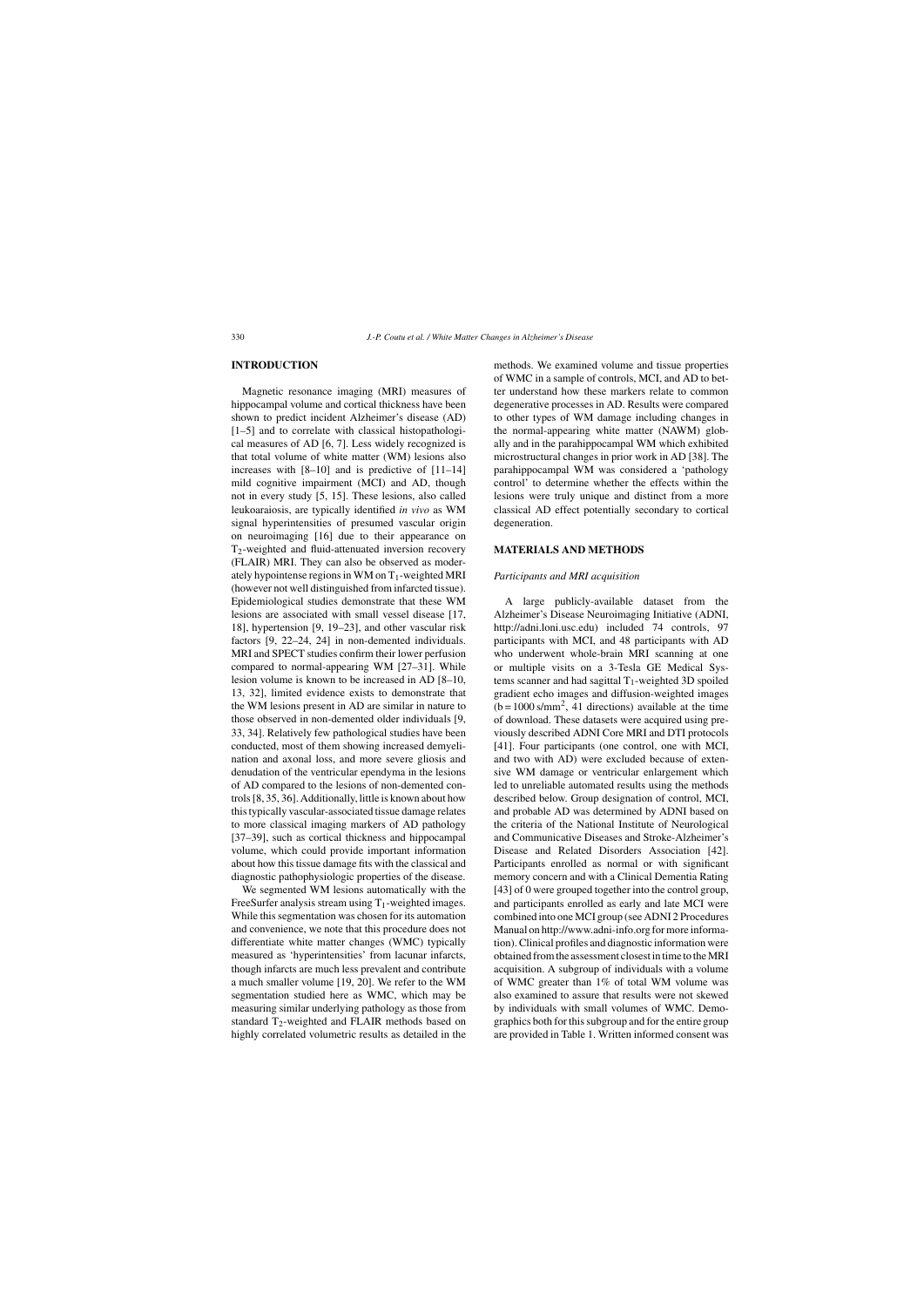## INTRODUCTION

Magnetic resonance imaging (MRI) measures of hippocampal volume and cortical thickness have been shown to predict incident Alzheimer's disease (AD) [1–5] and to correlate with classical histopathological measures of AD [6, 7]. Less widely recognized is that total volume of white matter (WM) lesions also increases with [8–10] and is predictive of [11–14] mild cognitive impairment (MCI) and AD, though not in every study [5, 15]. These lesions, also called leukoaraiosis, are typically identified *in vivo* as WM signal hyperintensities of presumed vascular origin on neuroimaging [16] due to their appearance on $T_2$-weighted and fluid-attenuated inversion recovery (FLAIR) MRI. They can also be observed as moderately hypointense regions in WM on $T_1$-weighted MRI (however not well distinguished from infarcted tissue). Epidemiological studies demonstrate that these WM lesions are associated with small vessel disease [17, 18], hypertension [9, 19–23], and other vascular risk factors [9, 22–24, 24] in non-demented individuals. MRI and SPECT studies confirm their lower perfusion compared to normal-appearing WM [27–31]. While lesion volume is known to be increased in AD [8–10, 13, 32], limited evidence exists to demonstrate that the WM lesions present in AD are similar in nature to those observed in non-demented older individuals [9, 33, 34]. Relatively few pathological studies have been conducted, most of them showing increased demyelination and axonal loss, and more severe gliosis and denudation of the ventricular ependyma in the lesions of AD compared to the lesions of non-demented controls [8, 35, 36]. Additionally, little is known about how this typically vascular-associated tissue damage relates to more classical imaging markers of AD pathology [37–39], such as cortical thickness and hippocampal volume, which could provide important information about how this tissue damage fits with the classical and diagnostic pathophysiologic properties of the disease.

We segmented WM lesions automatically with the FreeSurfer analysis stream using $T_1$-weighted images. While this segmentation was chosen for its automation and convenience, we note that this procedure does not differentiate white matter changes (WMC) typically measured as 'hyperintensities' from lacunar infarcts, though infarcts are much less prevalent and contribute a much smaller volume [19, 20]. We refer to the WM segmentation studied here as WMC, which may be measuring similar underlying pathology as those from standard $T_2$-weighted and FLAIR methods based on highly correlated volumetric results as detailed in the methods. We examined volume and tissue properties of WMC in a sample of controls, MCI, and AD to better understand how these markers relate to common degenerative processes in AD. Results were compared to other types of WM damage including changes in the normal-appearing white matter (NAWM) globally and in the parahippocampal WM which exhibited microstructural changes in prior work in AD [38]. The parahippocampal WM was considered a 'pathology control' to determine whether the effects within the lesions were truly unique and distinct from a more classical AD effect potentially secondary to cortical degeneration.

## MATERIALS AND METHODS

### *Participants and MRI acquisition*

A large publicly-available dataset from the Alzheimer's Disease Neuroimaging Initiative (ADNI, http://adni.loni.usc.edu) included 74 controls, 97 participants with MCI, and 48 participants with AD who underwent whole-brain MRI scanning at one or multiple visits on a 3-Tesla GE Medical Systems scanner and had sagittal $T_1$-weighted 3D spoiled gradient echo images and diffusion-weighted images ($b = 1000\ s/mm^2$, 41 directions) available at the time of download. These datasets were acquired using previously described ADNI Core MRI and DTI protocols [41]. Four participants (one control, one with MCI, and two with AD) were excluded because of extensive WM damage or ventricular enlargement which led to unreliable automated results using the methods described below. Group designation of control, MCI, and probable AD was determined by ADNI based on the criteria of the National Institute of Neurological and Communicative Diseases and Stroke-Alzheimer's Disease and Related Disorders Association [42]. Participants enrolled as normal or with significant memory concern and with a Clinical Dementia Rating [43] of 0 were grouped together into the control group, and participants enrolled as early and late MCI were combined into one MCI group (see ADNI 2 Procedures Manual on http://www.adni-info.org for more information). Clinical profiles and diagnostic information were obtained from the assessment closest in time to the MRI acquisition. A subgroup of individuals with a volume of WMC greater than 1% of total WM volume was also examined to assure that results were not skewed by individuals with small volumes of WMC. Demographics both for this subgroup and for the entire group are provided in Table 1. Written informed consent was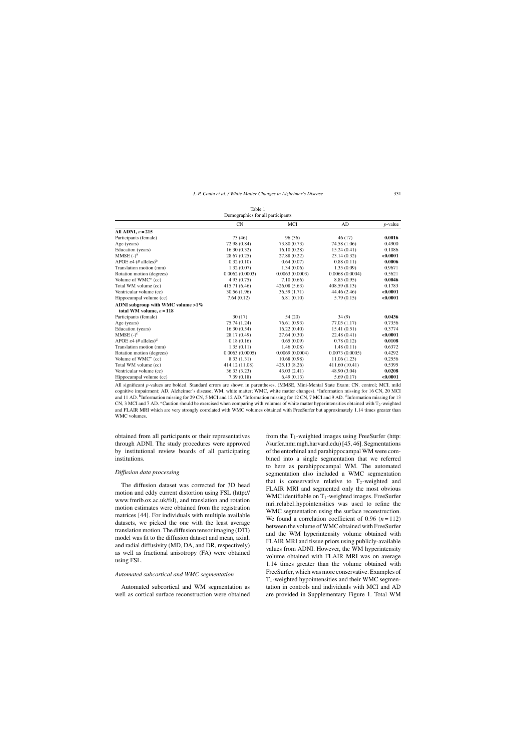Table 1
Demographics for all participants

| | CN | MCI | AD | $p$-value |
|---|---|---|---|---|
| **All ADNI, $n = 215$** | | | | |
| Participants (female) | 73 (46) | 96 (36) | 46 (17) | **0.0016** |
| Age (years) | 72.98 (0.84) | 73.80 (0.73) | 74.58 (1.06) | 0.4900 |
| Education (years) | 16.30 (0.32) | 16.10 (0.28) | 15.24 (0.41) | 0.1086 |
| MMSE (-)[a] | 28.67 (0.25) | 27.88 (0.22) | 23.14 (0.32) | **<0.0001** |
| APOE $\varepsilon$4 (# alleles)[b] | 0.32 (0.10) | 0.64 (0.07) | 0.88 (0.11) | **0.0006** |
| Translation motion (mm) | 1.32 (0.07) | 1.34 (0.06) | 1.35 (0.09) | 0.9671 |
| Rotation motion (degrees) | 0.0062 (0.0003) | 0.0063 (0.0003) | 0.0068 (0.0004) | 0.5621 |
| Volume of WMC* (cc) | 4.93 (0.75) | 7.10 (0.66) | 8.85 (0.95) | **0.0046** |
| Total WM volume (cc) | 415.71 (6.46) | 426.08 (5.63) | 408.59 (8.13) | 0.1783 |
| Ventricular volume (cc) | 30.56 (1.96) | 36.59 (1.71) | 44.46 (2.46) | **<0.0001** |
| Hippocampal volume (cc) | 7.64 (0.12) | 6.81 (0.10) | 5.79 (0.15) | **<0.0001** |
| **ADNI subgroup with WMC volume >1% total WM volume, $n = 118$** | | | | |
| Participants (female) | 30 (17) | 54 (20) | 34 (9) | **0.0436** |
| Age (years) | 75.74 (1.24) | 76.61 (0.93) | 77.05 (1.17) | 0.7356 |
| Education (years) | 16.30 (0.54) | 16.22 (0.40) | 15.41 (0.51) | 0.3774 |
| MMSE (-)[c] | 28.17 (0.49) | 27.64 (0.30) | 22.48 (0.41) | **<0.0001** |
| APOE $\varepsilon$4 (# alleles)[d] | 0.18 (0.16) | 0.65 (0.09) | 0.78 (0.12) | **0.0108** |
| Translation motion (mm) | 1.35 (0.11) | 1.46 (0.08) | 1.48 (0.11) | 0.6372 |
| Rotation motion (degrees) | 0.0063 (0.0005) | 0.0069 (0.0004) | 0.0073 (0.0005) | 0.4292 |
| Volume of WMC* (cc) | 8.33 (1.31) | 10.68 (0.98) | 11.06 (1.23) | 0.2556 |
| Total WM volume (cc) | 414.12 (11.08) | 425.13 (8.26) | 411.60 (10.41) | 0.5395 |
| Ventricular volume (cc) | 36.33 (3.23) | 43.03 (2.41) | 48.90 (3.04) | **0.0208** |
| Hippocampal volume (cc) | 7.39 (0.18) | 6.49 (0.13) | 5.69 (0.17) | **<0.0001** |

All significant $p$-values are bolded. Standard errors are shown in parentheses. (MMSE, Mini-Mental State Exam; CN, control; MCI, mild cognitive impairment; AD, Alzheimer's disease; WM, white matter; WMC, white matter changes). [a]Information missing for 16 CN, 20 MCI and 11 AD. [b]Information missing for 29 CN, 5 MCI and 12 AD. [c]Information missing for 12 CN, 7 MCI and 9 AD. [d]Information missing for 13 CN, 3 MCI and 7 AD. *Caution should be exercised when comparing with volumes of white matter hyperintensities obtained with $T_2$-weighted and FLAIR MRI which are very strongly correlated with WMC volumes obtained with FreeSurfer but approximately 1.14 times greater than WMC volumes.

obtained from all participants or their representatives through ADNI. The study procedures were approved by institutional review boards of all participating institutions.

### *Diffusion data processing*

The diffusion dataset was corrected for 3D head motion and eddy current distortion using FSL (http://www.fmrib.ox.ac.uk/fsl), and translation and rotation motion estimates were obtained from the registration matrices [44]. For individuals with multiple available datasets, we picked the one with the least average translation motion. The diffusion tensor imaging (DTI) model was fit to the diffusion dataset and mean, axial, and radial diffusivity (MD, DA, and DR, respectively) as well as fractional anisotropy (FA) were obtained using FSL.

### *Automated subcortical and WMC segmentation*

Automated subcortical and WM segmentation as well as cortical surface reconstruction were obtained from the $T_1$-weighted images using FreeSurfer (http://surfer.nmr.mgh.harvard.edu) [45, 46]. Segmentations of the entorhinal and parahippocampal WM were combined into a single segmentation that we referred to here as parahippocampal WM. The automated segmentation also included a WMC segmentation that is conservative relative to $T_2$-weighted and FLAIR MRI and segmented only the most obvious WMC identifiable on $T_1$-weighted images. FreeSurfer mri_relabel_hypointensities was used to refine the WMC segmentation using the surface reconstruction. We found a correlation coefficient of 0.96 ($n = 112$) between the volume of WMC obtained with FreeSurfer and the WM hyperintensity volume obtained with FLAIR MRI and tissue priors using publicly-available values from ADNI. However, the WM hyperintensity volume obtained with FLAIR MRI was on average 1.14 times greater than the volume obtained with FreeSurfer, which was more conservative. Examples of $T_1$-weighted hypointensities and their WMC segmentation in controls and individuals with MCI and AD are provided in Supplementary Figure 1. Total WM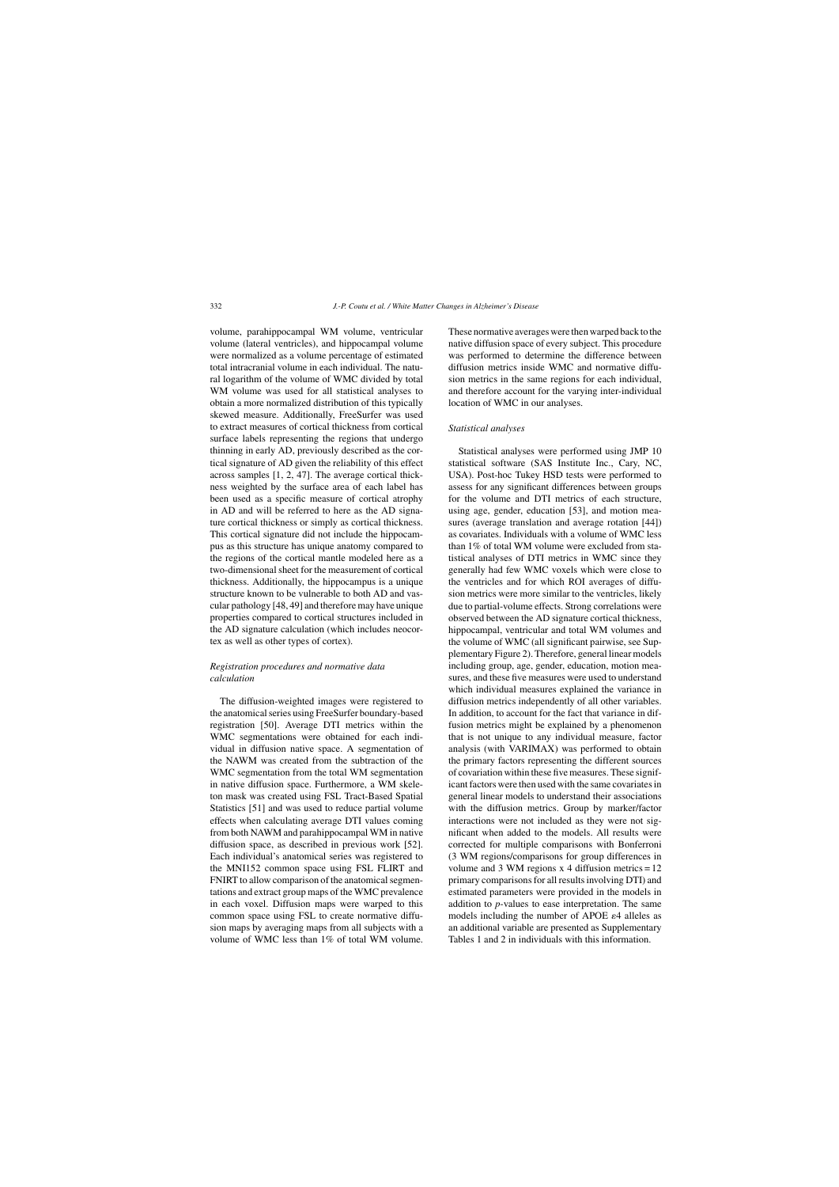volume, parahippocampal WM volume, ventricular volume (lateral ventricles), and hippocampal volume were normalized as a volume percentage of estimated total intracranial volume in each individual. The natural logarithm of the volume of WMC divided by total WM volume was used for all statistical analyses to obtain a more normalized distribution of this typically skewed measure. Additionally, FreeSurfer was used to extract measures of cortical thickness from cortical surface labels representing the regions that undergo thinning in early AD, previously described as the cortical signature of AD given the reliability of this effect across samples [1, 2, 47]. The average cortical thickness weighted by the surface area of each label has been used as a specific measure of cortical atrophy in AD and will be referred to here as the AD signature cortical thickness or simply as cortical thickness. This cortical signature did not include the hippocampus as this structure has unique anatomy compared to the regions of the cortical mantle modeled here as a two-dimensional sheet for the measurement of cortical thickness. Additionally, the hippocampus is a unique structure known to be vulnerable to both AD and vascular pathology [48, 49] and therefore may have unique properties compared to cortical structures included in the AD signature calculation (which includes neocortex as well as other types of cortex).

### *Registration procedures and normative data calculation*

The diffusion-weighted images were registered to the anatomical series using FreeSurfer boundary-based registration [50]. Average DTI metrics within the WMC segmentations were obtained for each individual in diffusion native space. A segmentation of the NAWM was created from the subtraction of the WMC segmentation from the total WM segmentation in native diffusion space. Furthermore, a WM skeleton mask was created using FSL Tract-Based Spatial Statistics [51] and was used to reduce partial volume effects when calculating average DTI values coming from both NAWM and parahippocampal WM in native diffusion space, as described in previous work [52]. Each individual's anatomical series was registered to the MNI152 common space using FSL FLIRT and FNIRT to allow comparison of the anatomical segmentations and extract group maps of the WMC prevalence in each voxel. Diffusion maps were warped to this common space using FSL to create normative diffusion maps by averaging maps from all subjects with a volume of WMC less than 1% of total WM volume. These normative averages were then warped back to the native diffusion space of every subject. This procedure was performed to determine the difference between diffusion metrics inside WMC and normative diffusion metrics in the same regions for each individual, and therefore account for the varying inter-individual location of WMC in our analyses.

### *Statistical analyses*

Statistical analyses were performed using JMP 10 statistical software (SAS Institute Inc., Cary, NC, USA). Post-hoc Tukey HSD tests were performed to assess for any significant differences between groups for the volume and DTI metrics of each structure, using age, gender, education [53], and motion measures (average translation and average rotation [44]) as covariates. Individuals with a volume of WMC less than 1% of total WM volume were excluded from statistical analyses of DTI metrics in WMC since they generally had few WMC voxels which were close to the ventricles and for which ROI averages of diffusion metrics were more similar to the ventricles, likely due to partial-volume effects. Strong correlations were observed between the AD signature cortical thickness, hippocampal, ventricular and total WM volumes and the volume of WMC (all significant pairwise, see Supplementary Figure 2). Therefore, general linear models including group, age, gender, education, motion measures, and these five measures were used to understand which individual measures explained the variance in diffusion metrics independently of all other variables. In addition, to account for the fact that variance in diffusion metrics might be explained by a phenomenon that is not unique to any individual measure, factor analysis (with VARIMAX) was performed to obtain the primary factors representing the different sources of covariation within these five measures. These significant factors were then used with the same covariates in general linear models to understand their associations with the diffusion metrics. Group by marker/factor interactions were not included as they were not significant when added to the models. All results were corrected for multiple comparisons with Bonferroni (3 WM regions/comparisons for group differences in volume and 3 WM regions x 4 diffusion metrics = 12 primary comparisons for all results involving DTI) and estimated parameters were provided in the models in addition to *p*-values to ease interpretation. The same models including the number of APOE ε4 alleles as an additional variable are presented as Supplementary Tables 1 and 2 in individuals with this information.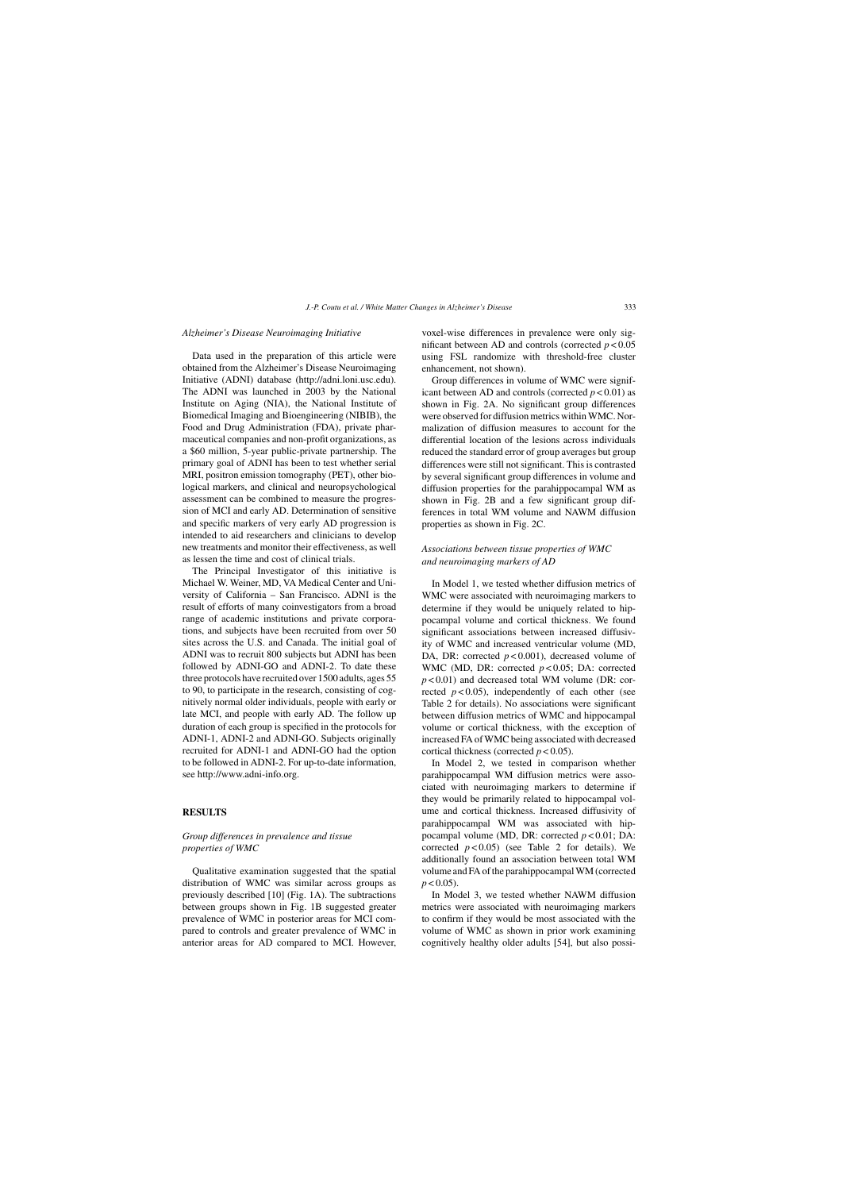*Alzheimer's Disease Neuroimaging Initiative*

Data used in the preparation of this article were obtained from the Alzheimer's Disease Neuroimaging Initiative (ADNI) database (http://adni.loni.usc.edu). The ADNI was launched in 2003 by the National Institute on Aging (NIA), the National Institute of Biomedical Imaging and Bioengineering (NIBIB), the Food and Drug Administration (FDA), private pharmaceutical companies and non-profit organizations, as a $60 million, 5-year public-private partnership. The primary goal of ADNI has been to test whether serial MRI, positron emission tomography (PET), other biological markers, and clinical and neuropsychological assessment can be combined to measure the progression of MCI and early AD. Determination of sensitive and specific markers of very early AD progression is intended to aid researchers and clinicians to develop new treatments and monitor their effectiveness, as well as lessen the time and cost of clinical trials.

The Principal Investigator of this initiative is Michael W. Weiner, MD, VA Medical Center and University of California – San Francisco. ADNI is the result of efforts of many coinvestigators from a broad range of academic institutions and private corporations, and subjects have been recruited from over 50 sites across the U.S. and Canada. The initial goal of ADNI was to recruit 800 subjects but ADNI has been followed by ADNI-GO and ADNI-2. To date these three protocols have recruited over 1500 adults, ages 55 to 90, to participate in the research, consisting of cognitively normal older individuals, people with early or late MCI, and people with early AD. The follow up duration of each group is specified in the protocols for ADNI-1, ADNI-2 and ADNI-GO. Subjects originally recruited for ADNI-1 and ADNI-GO had the option to be followed in ADNI-2. For up-to-date information, see http://www.adni-info.org.

## RESULTS

### *Group differences in prevalence and tissue properties of WMC*

Qualitative examination suggested that the spatial distribution of WMC was similar across groups as previously described [10] (Fig. 1A). The subtractions between groups shown in Fig. 1B suggested greater prevalence of WMC in posterior areas for MCI compared to controls and greater prevalence of WMC in anterior areas for AD compared to MCI. However, voxel-wise differences in prevalence were only significant between AD and controls (corrected $p < 0.05$ using FSL randomize with threshold-free cluster enhancement, not shown).

Group differences in volume of WMC were significant between AD and controls (corrected $p < 0.01$) as shown in Fig. 2A. No significant group differences were observed for diffusion metrics within WMC. Normalization of diffusion measures to account for the differential location of the lesions across individuals reduced the standard error of group averages but group differences were still not significant. This is contrasted by several significant group differences in volume and diffusion properties for the parahippocampal WM as shown in Fig. 2B and a few significant group differences in total WM volume and NAWM diffusion properties as shown in Fig. 2C.

### *Associations between tissue properties of WMC and neuroimaging markers of AD*

In Model 1, we tested whether diffusion metrics of WMC were associated with neuroimaging markers to determine if they would be uniquely related to hippocampal volume and cortical thickness. We found significant associations between increased diffusivity of WMC and increased ventricular volume (MD, DA, DR: corrected $p < 0.001$), decreased volume of WMC (MD, DR: corrected $p < 0.05$; DA: corrected $p < 0.01$) and decreased total WM volume (DR: corrected $p < 0.05$), independently of each other (see Table 2 for details). No associations were significant between diffusion metrics of WMC and hippocampal volume or cortical thickness, with the exception of increased FA of WMC being associated with decreased cortical thickness (corrected $p < 0.05$).

In Model 2, we tested in comparison whether parahippocampal WM diffusion metrics were associated with neuroimaging markers to determine if they would be primarily related to hippocampal volume and cortical thickness. Increased diffusivity of parahippocampal WM was associated with hippocampal volume (MD, DR: corrected $p < 0.01$; DA: corrected $p < 0.05$) (see Table 2 for details). We additionally found an association between total WM volume and FA of the parahippocampal WM (corrected $p < 0.05$).

In Model 3, we tested whether NAWM diffusion metrics were associated with neuroimaging markers to confirm if they would be most associated with the volume of WMC as shown in prior work examining cognitively healthy older adults [54], but also possi-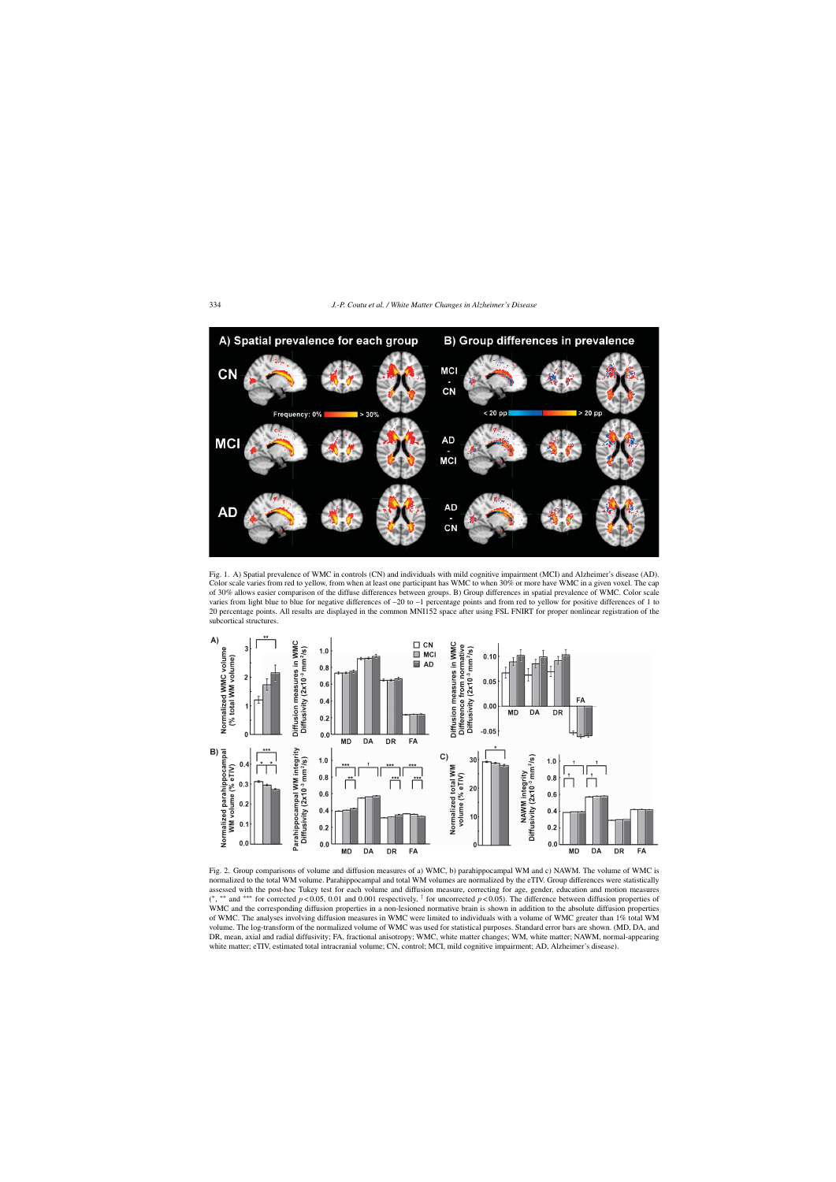Fig. 1. A) Spatial prevalence of WMC in controls (CN) and individuals with mild cognitive impairment (MCI) and Alzheimer's disease (AD). Color scale varies from red to yellow, from when at least one participant has WMC to when 30% or more have WMC in a given voxel. The cap of 30% allows easier comparison of the diffuse differences between groups. B) Group differences in spatial prevalence of WMC. Color scale varies from light blue to blue for negative differences of −20 to −1 percentage points and from red to yellow for positive differences of 1 to 20 percentage points. All results are displayed in the common MNI152 space after using FSL FNIRT for proper nonlinear registration of the subcortical structures.

Fig. 2. Group comparisons of volume and diffusion measures of a) WMC, b) parahippocampal WM and c) NAWM. The volume of WMC is normalized to the total WM volume. Parahippocampal and total WM volumes are normalized by the eTIV. Group differences were statistically assessed with the post-hoc Tukey test for each volume and diffusion measure, correcting for age, gender, education and motion measures (*, ** and *** for corrected $p < 0.05$, 0.01 and 0.001 respectively, † for uncorrected $p < 0.05$). The difference between diffusion properties of WMC and the corresponding diffusion properties in a non-lesioned normative brain is shown in addition to the absolute diffusion properties of WMC. The analyses involving diffusion measures in WMC were limited to individuals with a volume of WMC greater than 1% total WM volume. The log-transform of the normalized volume of WMC was used for statistical purposes. Standard error bars are shown. (MD, DA, and DR, mean, axial and radial diffusivity; FA, fractional anisotropy; WMC, white matter changes; WM, white matter; NAWM, normal-appearing white matter; eTIV, estimated total intracranial volume; CN, control; MCI, mild cognitive impairment; AD, Alzheimer's disease).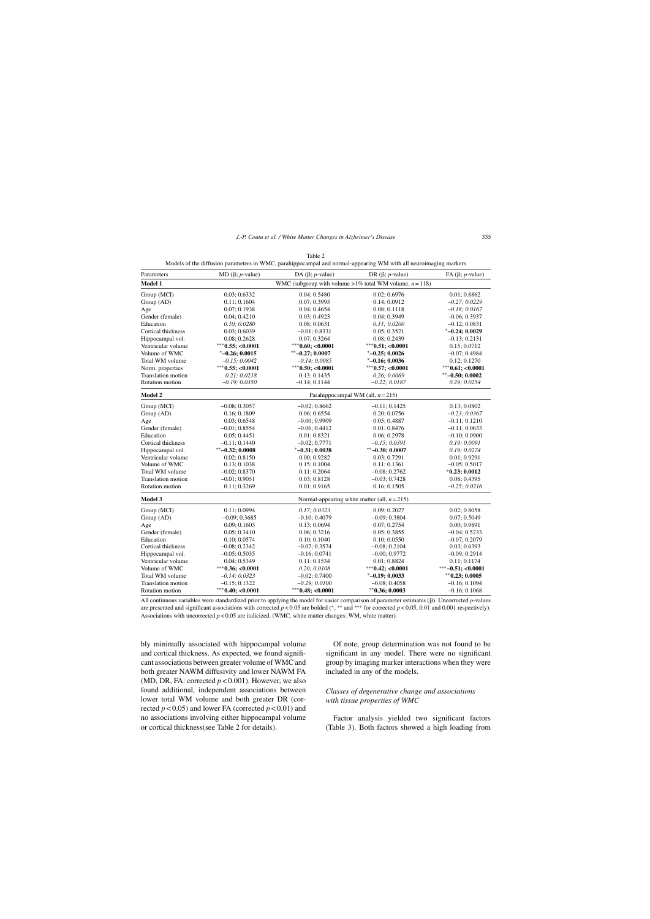Table 2

Models of the diffusion parameters in WMC, parahippocampal and normal-appearing WM with all neuroimaging markers

| Parameters | MD (β; *p*-value) | DA (β; *p*-value) | DR (β; *p*-value) | FA (β; *p*-value) |
|---|---|---|---|---|
| **Model 1** | WMC (subgroup with volume >1% total WM volume, *n* = 118) | | | |
| Group (MCI) | 0.03; 0.6332 | 0.04; 0.5480 | 0.02; 0.6976 | 0.01; 0.8862 |
| Group (AD) | 0.11; 0.1604 | 0.07; 0.3995 | 0.14; 0.0912 | *−0.27; 0.0229* |
| Age | 0.07; 0.1938 | 0.04; 0.4654 | 0.08; 0.1118 | *−0.18; 0.0167* |
| Gender (female) | 0.04; 0.4210 | 0.03; 0.4923 | 0.04; 0.3949 | −0.06; 0.3937 |
| Education | *0.10; 0.0280* | 0.08; 0.0631 | *0.11; 0.0200* | −0.12; 0.0831 |
| Cortical thickness | 0.03; 0.6039 | −0.01; 0.8331 | 0.05; 0.3521 | *****−0.24; 0.0029** |
| Hippocampal vol. | 0.08; 0.2628 | 0.07; 0.3264 | 0.08; 0.2439 | −0.13; 0.2131 |
| Ventricular volume | *****0.55; <0.0001** | *****0.60; <0.0001** | *****0.51; <0.0001** | 0.15; 0.0712 |
| Volume of WMC | ***−0.26; 0.0015** | ****−0.27; 0.0007** | ***−0.25; 0.0026** | −0.07; 0.4984 |
| Total WM volume | *−0.15; 0.0042* | *−0.14; 0.0085* | ***−0.16; 0.0036** | 0.12; 0.1270 |
| Norm. properties | *****0.55; <0.0001** | *****0.50; <0.0001** | *****0.57; <0.0001** | *****0.61; <0.0001** |
| Translation motion | *0.21; 0.0218* | 0.13; 0.1435 | *0.26; 0.0069* | ****−0.50; 0.0002** |
| Rotation motion | *−0.19; 0.0350* | −0.14; 0.1144 | *−0.22; 0.0187* | *0.29; 0.0254* |
| **Model 2** | Parahippocampal WM (all, *n* = 215) | | | |
| Group (MCI) | −0.08; 0.3057 | −0.02; 0.8662 | −0.11; 0.1425 | 0.13; 0.0802 |
| Group (AD) | 0.16; 0.1809 | 0.06; 0.6554 | 0.20; 0.0756 | *−0.23; 0.0367* |
| Age | 0.03; 0.6548 | −0.00; 0.9909 | 0.05; 0.4887 | −0.11; 0.1210 |
| Gender (female) | −0.01; 0.8554 | −0.06; 0.4412 | 0.01; 0.8476 | −0.11; 0.0633 |
| Education | 0.05; 0.4451 | 0.01; 0.8321 | 0.06; 0.2978 | −0.10; 0.0900 |
| Cortical thickness | −0.11; 0.1440 | −0.02; 0.7771 | *−0.15; 0.0391* | *0.19; 0.0091* |
| Hippocampal vol. | ****−0.32; 0.0008** | ***−0.31; 0.0038** | ****−0.30; 0.0007** | *0.19; 0.0274* |
| Ventricular volume | 0.02; 0.8150 | 0.00; 0.9282 | 0.03; 0.7291 | 0.01; 0.9291 |
| Volume of WMC | 0.13; 0.1038 | 0.15; 0.1004 | 0.11; 0.1361 | −0.05; 0.5017 |
| Total WM volume | −0.02; 0.8370 | 0.11; 0.2064 | −0.08; 0.2762 | ***0.23; 0.0012** |
| Translation motion | −0.01; 0.9051 | 0.03; 0.8128 | −0.03; 0.7428 | 0.08; 0.4395 |
| Rotation motion | 0.11; 0.3269 | 0.01; 0.9165 | 0.16; 0.1505 | *−0.25; 0.0216* |
| **Model 3** | Normal-appearing white matter (all, *n* = 215) | | | |
| Group (MCI) | 0.11; 0.0994 | *0.17; 0.0323* | 0.09; 0.2027 | 0.02; 0.8058 |
| Group (AD) | −0.09; 0.3685 | −0.10; 0.4079 | −0.09; 0.3804 | 0.07; 0.5049 |
| Age | 0.09; 0.1603 | 0.13; 0.0694 | 0.07; 0.2754 | 0.00; 0.9891 |
| Gender (female) | 0.05; 0.3410 | 0.06; 0.3216 | 0.05; 0.3855 | −0.04; 0.5233 |
| Education | 0.10; 0.0574 | 0.10; 0.1040 | 0.10; 0.0550 | −0.07; 0.2079 |
| Cortical thickness | −0.08; 0.2342 | −0.07; 0.3574 | −0.08; 0.2104 | 0.03; 0.6393 |
| Hippocampal vol. | −0.05; 0.5035 | −0.16; 0.0741 | −0.00; 0.9772 | −0.09; 0.2914 |
| Ventricular volume | 0.04; 0.5349 | 0.11; 0.1534 | 0.01; 0.8824 | 0.11; 0.1174 |
| Volume of WMC | *****0.36; <0.0001** | *0.20; 0.0108* | *****0.42; <0.0001** | *****−0.51; <0.0001** |
| Total WM volume | *−0.14; 0.0323* | −0.02; 0.7400 | ***−0.19; 0.0033** | ****0.23; 0.0005** |
| Translation motion | −0.15; 0.1322 | *−0.29; 0.0100* | −0.08; 0.4058 | −0.16; 0.1094 |
| Rotation motion | *****0.40; <0.0001** | *****0.48; <0.0001** | ****0.36; 0.0003** | −0.16; 0.1068 |

All continuous variables were standardized prior to applying the model for easier comparison of parameter estimates (β). Uncorrected *p*-values are presented and significant associations with corrected $p < 0.05$ are bolded (*, ** and *** for corrected $p < 0.05$, 0.01 and 0.001 respectively). Associations with uncorrected $p < 0.05$ are italicized. (WMC, white matter changes; WM, white matter).

bly minimally associated with hippocampal volume and cortical thickness. As expected, we found significant associations between greater volume of WMC and both greater NAWM diffusivity and lower NAWM FA (MD, DR, FA: corrected $p < 0.001$). However, we also found additional, independent associations between lower total WM volume and both greater DR (corrected $p < 0.05$) and lower FA (corrected $p < 0.01$) and no associations involving either hippocampal volume or cortical thickness(see Table 2 for details).

Of note, group determination was not found to be significant in any model. There were no significant group by imaging marker interactions when they were included in any of the models.

### *Classes of degenerative change and associations with tissue properties of WMC*

Factor analysis yielded two significant factors (Table 3). Both factors showed a high loading from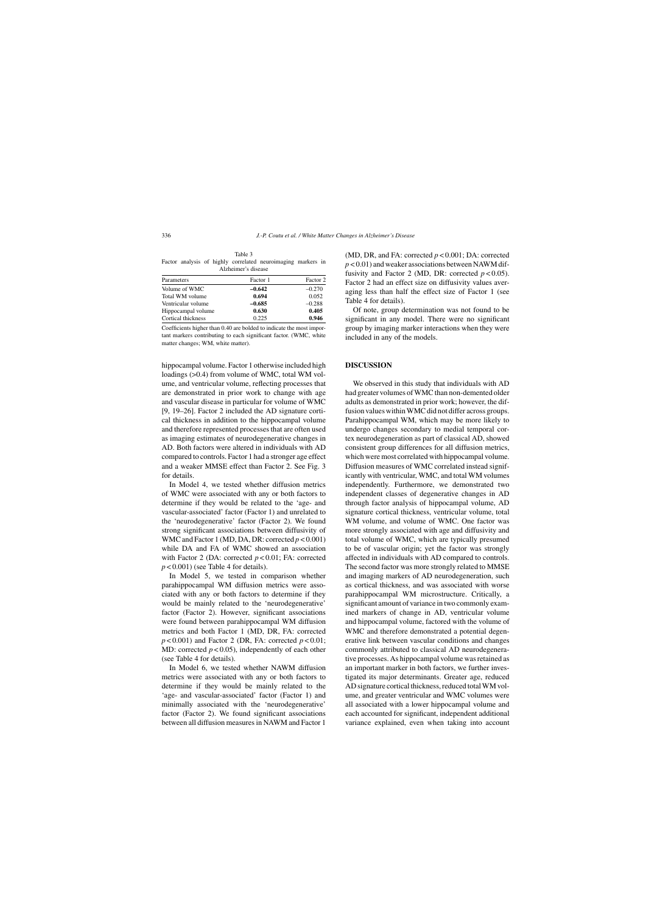Table 3
Factor analysis of highly correlated neuroimaging markers in Alzheimer's disease

| Parameters | Factor 1 | Factor 2 |
|---|---|---|
| Volume of WMC | **−0.642** | −0.270 |
| Total WM volume | **0.694** | 0.052 |
| Ventricular volume | **−0.685** | −0.288 |
| Hippocampal volume | **0.630** | **0.405** |
| Cortical thickness | 0.225 | **0.946** |

Coefficients higher than 0.40 are bolded to indicate the most important markers contributing to each significant factor. (WMC, white matter changes; WM, white matter).

hippocampal volume. Factor 1 otherwise included high loadings (>0.4) from volume of WMC, total WM volume, and ventricular volume, reflecting processes that are demonstrated in prior work to change with age and vascular disease in particular for volume of WMC [9, 19–26]. Factor 2 included the AD signature cortical thickness in addition to the hippocampal volume and therefore represented processes that are often used as imaging estimates of neurodegenerative changes in AD. Both factors were altered in individuals with AD compared to controls. Factor 1 had a stronger age effect and a weaker MMSE effect than Factor 2. See Fig. 3 for details.

In Model 4, we tested whether diffusion metrics of WMC were associated with any or both factors to determine if they would be related to the 'age- and vascular-associated' factor (Factor 1) and unrelated to the 'neurodegenerative' factor (Factor 2). We found strong significant associations between diffusivity of WMC and Factor 1 (MD, DA, DR: corrected $p < 0.001$) while DA and FA of WMC showed an association with Factor 2 (DA: corrected $p < 0.01$; FA: corrected $p < 0.001$) (see Table 4 for details).

In Model 5, we tested in comparison whether parahippocampal WM diffusion metrics were associated with any or both factors to determine if they would be mainly related to the 'neurodegenerative' factor (Factor 2). However, significant associations were found between parahippocampal WM diffusion metrics and both Factor 1 (MD, DR, FA: corrected $p < 0.001$) and Factor 2 (DR, FA: corrected $p < 0.01$; MD: corrected $p < 0.05$), independently of each other (see Table 4 for details).

In Model 6, we tested whether NAWM diffusion metrics were associated with any or both factors to determine if they would be mainly related to the 'age- and vascular-associated' factor (Factor 1) and minimally associated with the 'neurodegenerative' factor (Factor 2). We found significant associations between all diffusion measures in NAWM and Factor 1 (MD, DR, and FA: corrected $p < 0.001$; DA: corrected $p < 0.01$) and weaker associations between NAWM diffusivity and Factor 2 (MD, DR: corrected $p < 0.05$). Factor 2 had an effect size on diffusivity values averaging less than half the effect size of Factor 1 (see Table 4 for details).

Of note, group determination was not found to be significant in any model. There were no significant group by imaging marker interactions when they were included in any of the models.

## DISCUSSION

We observed in this study that individuals with AD had greater volumes of WMC than non-demented older adults as demonstrated in prior work; however, the diffusion values within WMC did not differ across groups. Parahippocampal WM, which may be more likely to undergo changes secondary to medial temporal cortex neurodegeneration as part of classical AD, showed consistent group differences for all diffusion metrics, which were most correlated with hippocampal volume. Diffusion measures of WMC correlated instead significantly with ventricular, WMC, and total WM volumes independently. Furthermore, we demonstrated two independent classes of degenerative changes in AD through factor analysis of hippocampal volume, AD signature cortical thickness, ventricular volume, total WM volume, and volume of WMC. One factor was more strongly associated with age and diffusivity and total volume of WMC, which are typically presumed to be of vascular origin; yet the factor was strongly affected in individuals with AD compared to controls. The second factor was more strongly related to MMSE and imaging markers of AD neurodegeneration, such as cortical thickness, and was associated with worse parahippocampal WM microstructure. Critically, a significant amount of variance in two commonly examined markers of change in AD, ventricular volume and hippocampal volume, factored with the volume of WMC and therefore demonstrated a potential degenerative link between vascular conditions and changes commonly attributed to classical AD neurodegenerative processes. As hippocampal volume was retained as an important marker in both factors, we further investigated its major determinants. Greater age, reduced AD signature cortical thickness, reduced total WM volume, and greater ventricular and WMC volumes were all associated with a lower hippocampal volume and each accounted for significant, independent additional variance explained, even when taking into account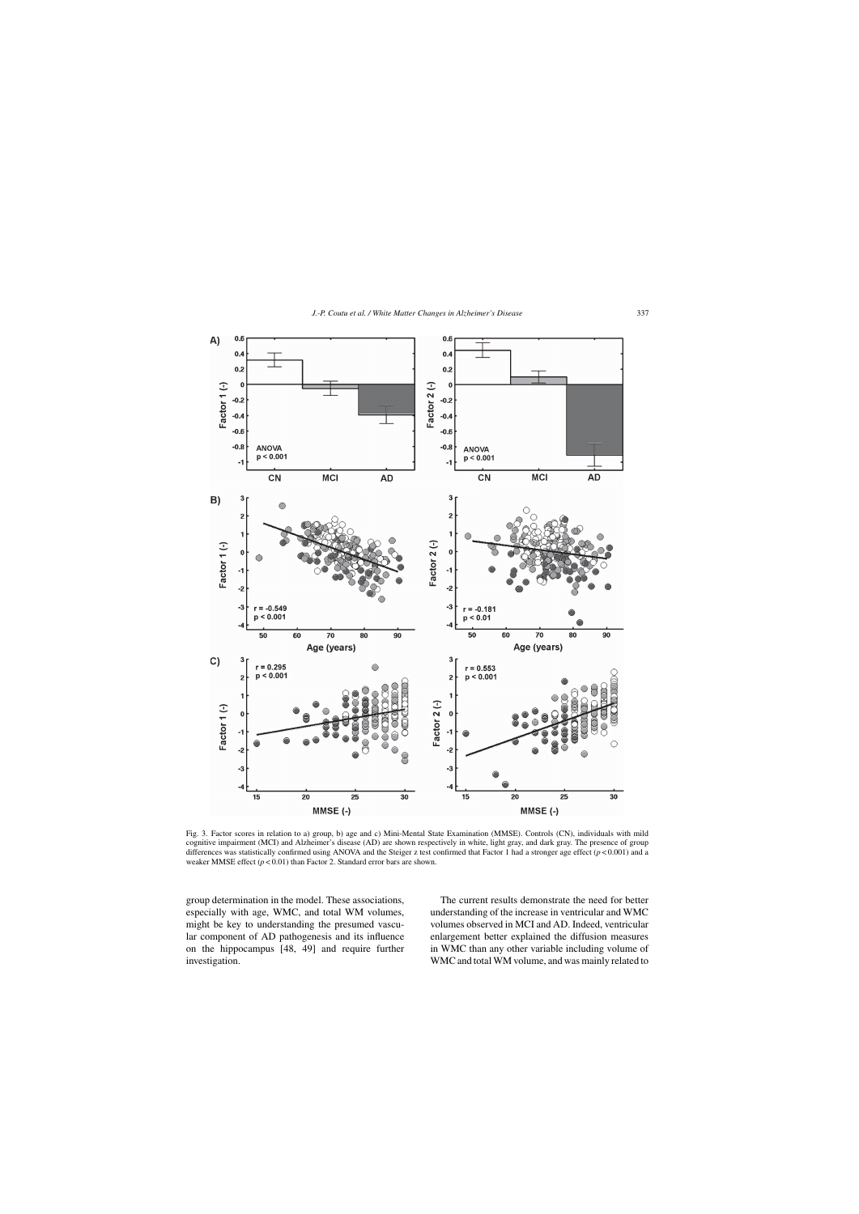Fig. 3. Factor scores in relation to a) group, b) age and c) Mini-Mental State Examination (MMSE). Controls (CN), individuals with mild cognitive impairment (MCI) and Alzheimer's disease (AD) are shown respectively in white, light gray, and dark gray. The presence of group differences was statistically confirmed using ANOVA and the Steiger z test confirmed that Factor 1 had a stronger age effect ($p < 0.001$) and a weaker MMSE effect ($p < 0.01$) than Factor 2. Standard error bars are shown.

group determination in the model. These associations, especially with age, WMC, and total WM volumes, might be key to understanding the presumed vascular component of AD pathogenesis and its influence on the hippocampus [48, 49] and require further investigation.

The current results demonstrate the need for better understanding of the increase in ventricular and WMC volumes observed in MCI and AD. Indeed, ventricular enlargement better explained the diffusion measures in WMC than any other variable including volume of WMC and total WM volume, and was mainly related to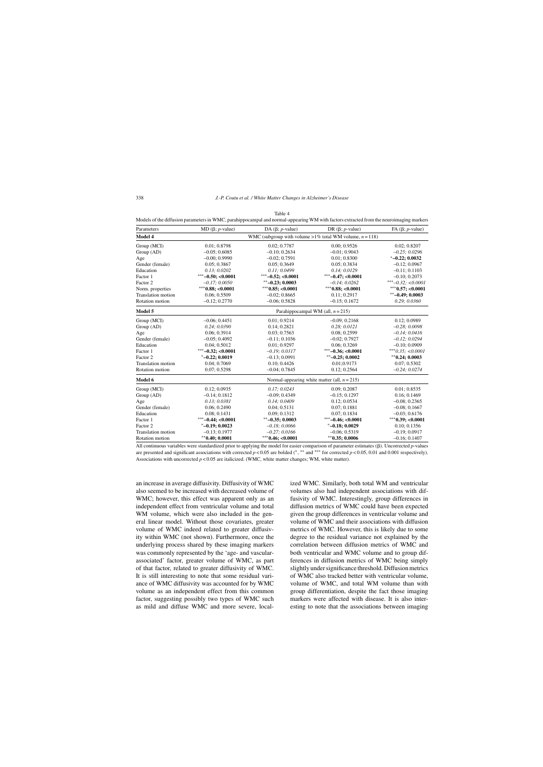Table 4

Models of the diffusion parameters in WMC, parahippocampal and normal-appearing WM with factors extracted from the neuroimaging markers

| Parameters | MD (β; *p*-value) | DA (β; *p*-value) | DR (β; *p*-value) | FA (β; *p*-value) |
|---|---|---|---|---|
| **Model 4** | WMC (subgroup with volume >1% total WM volume, $n = 118$) | | | |
| Group (MCI) | 0.01; 0.8798 | 0.02; 0.7787 | 0.00; 0.9526 | 0.02; 0.8207 |
| Group (AD) | –0.05; 0.6085 | –0.10; 0.2634 | –0.01; 0.9043 | *–0.25; 0.0296* |
| Age | –0.00; 0.9990 | –0.02; 0.7591 | 0.01; 0.8300 | *$^{*}$**–0.22; 0.0032** |
| Gender (female) | 0.05; 0.3867 | 0.05; 0.3649 | 0.05; 0.3834 | –0.12; 0.0967 |
| Education | *0.13; 0.0202* | *0.11; 0.0499* | *0.14; 0.0129* | –0.11; 0.1103 |
| Factor 1 | $^{***}$**–0.50; <0.0001** | $^{***}$**–0.52; <0.0001** | $^{***}$**–0.47; <0.0001** | –0.10; 0.2073 |
| Factor 2 | *–0.17; 0.0050* | $^{**}$**–0.23; 0.0003** | *–0.14; 0.0262* | $^{***}$*–0.32; <0.0001* |
| Norm. properties | $^{***}$**0.88; <0.0001** | $^{***}$**0.85; <0.0001** | $^{***}$**0.88; <0.0001** | $^{***}$**0.57; <0.0001** |
| Translation motion | 0.06; 0.5509 | –0.02; 0.8665 | 0.11; 0.2917 | $^{**}$**–0.49; 0.0003** |
| Rotation motion | –0.12; 0.2770 | –0.06; 0.5828 | –0.15; 0.1672 | *0.29; 0.0360* |
| **Model 5** | Parahippocampal WM (all, $n = 215$) | | | |
| Group (MCI) | –0.06; 0.4451 | 0.01; 0.9214 | –0.09; 0.2168 | 0.12; 0.0989 |
| Group (AD) | *0.24; 0.0390* | 0.14; 0.2821 | *0.28; 0.0121* | *–0.28; 0.0098* |
| Age | 0.06; 0.3914 | 0.03; 0.7563 | 0.08; 0.2599 | *–0.14; 0.0416* |
| Gender (female) | –0.05; 0.4092 | –0.11; 0.1036 | –0.02; 0.7927 | *–0.12; 0.0294* |
| Education | 0.04; 0.5012 | 0.01; 0.9297 | 0.06; 0.3269 | –0.10; 0.0909 |
| Factor 1 | $^{***}$**–0.32; <0.0001** | *–0.19; 0.0317* | $^{***}$**–0.36; <0.0001** | $^{***}$*0.35; <0.0001* |
| Factor 2 | $^{*}$**–0.22; 0.0019** | –0.13; 0.0991 | $^{**}$**–0.25; 0.0002** | $^{**}$**0.24; 0.0003** |
| Translation motion | 0.04; 0.7069 | 0.10; 0.4426 | 0.01;0.9173 | 0.07; 0.5302 |
| Rotation motion | 0.07; 0.5298 | –0.04; 0.7845 | 0.12; 0.2564 | *–0.24; 0.0274* |
| **Model 6** | Normal-appearing white matter (all, $n = 215$) | | | |
| Group (MCI) | 0.12; 0.0935 | *0.17; 0.0243* | 0.09; 0.2087 | 0.01; 0.8535 |
| Group (AD) | –0.14; 0.1812 | –0.09; 0.4349 | –0.15; 0.1297 | 0.16; 0.1469 |
| Age | *0.13; 0.0381* | *0.14; 0.0409* | 0.12; 0.0534 | –0.08; 0.2365 |
| Gender (female) | 0.06; 0.2490 | 0.04; 0.5131 | 0.07; 0.1881 | –0.08; 0.1667 |
| Education | 0.08; 0.1431 | 0.09; 0.1312 | 0.07; 0.1834 | –0.03; 0.6176 |
| Factor 1 | $^{***}$**–0.44; <0.0001** | $^{**}$**–0.35; 0.0003** | $^{***}$**–0.46; <0.0001** | $^{***}$**0.39; <0.0001** |
| Factor 2 | $^{*}$**–0.19; 0.0023** | *–0.18; 0.0066* | $^{*}$**–0.18; 0.0029** | 0.10; 0.1356 |
| Translation motion | –0.13; 0.1977 | *–0.27; 0.0166* | –0.06; 0.5319 | –0.19; 0.0917 |
| Rotation motion | $^{**}$**0.40; 0.0001** | $^{***}$**0.46; <0.0001** | $^{**}$**0.35; 0.0006** | –0.16; 0.1407 |

All continuous variables were standardized prior to applying the model for easier comparison of parameter estimates (β). Uncorrected *p*-values are presented and significant associations with corrected $p < 0.05$ are bolded (*, ** and *** for corrected $p < 0.05$, 0.01 and 0.001 respectively). Associations with uncorrected $p < 0.05$ are italicized. (WMC, white matter changes; WM, white matter).

an increase in average diffusivity. Diffusivity of WMC also seemed to be increased with decreased volume of WMC; however, this effect was apparent only as an independent effect from ventricular volume and total WM volume, which were also included in the general linear model. Without those covariates, greater volume of WMC indeed related to greater diffusivity within WMC (not shown). Furthermore, once the underlying process shared by these imaging markers was commonly represented by the 'age- and vascular-associated' factor, greater volume of WMC, as part of that factor, related to greater diffusivity of WMC. It is still interesting to note that some residual variance of WMC diffusivity was accounted for by WMC volume as an independent effect from this common factor, suggesting possibly two types of WMC such as mild and diffuse WMC and more severe, localized WMC. Similarly, both total WM and ventricular volumes also had independent associations with diffusivity of WMC. Interestingly, group differences in diffusion metrics of WMC could have been expected given the group differences in ventricular volume and volume of WMC and their associations with diffusion metrics of WMC. However, this is likely due to some degree to the residual variance not explained by the correlation between diffusion metrics of WMC and both ventricular and WMC volume and to group differences in diffusion metrics of WMC being simply slightly under significance threshold. Diffusion metrics of WMC also tracked better with ventricular volume, volume of WMC, and total WM volume than with group differentiation, despite the fact those imaging markers were affected with disease. It is also interesting to note that the associations between imaging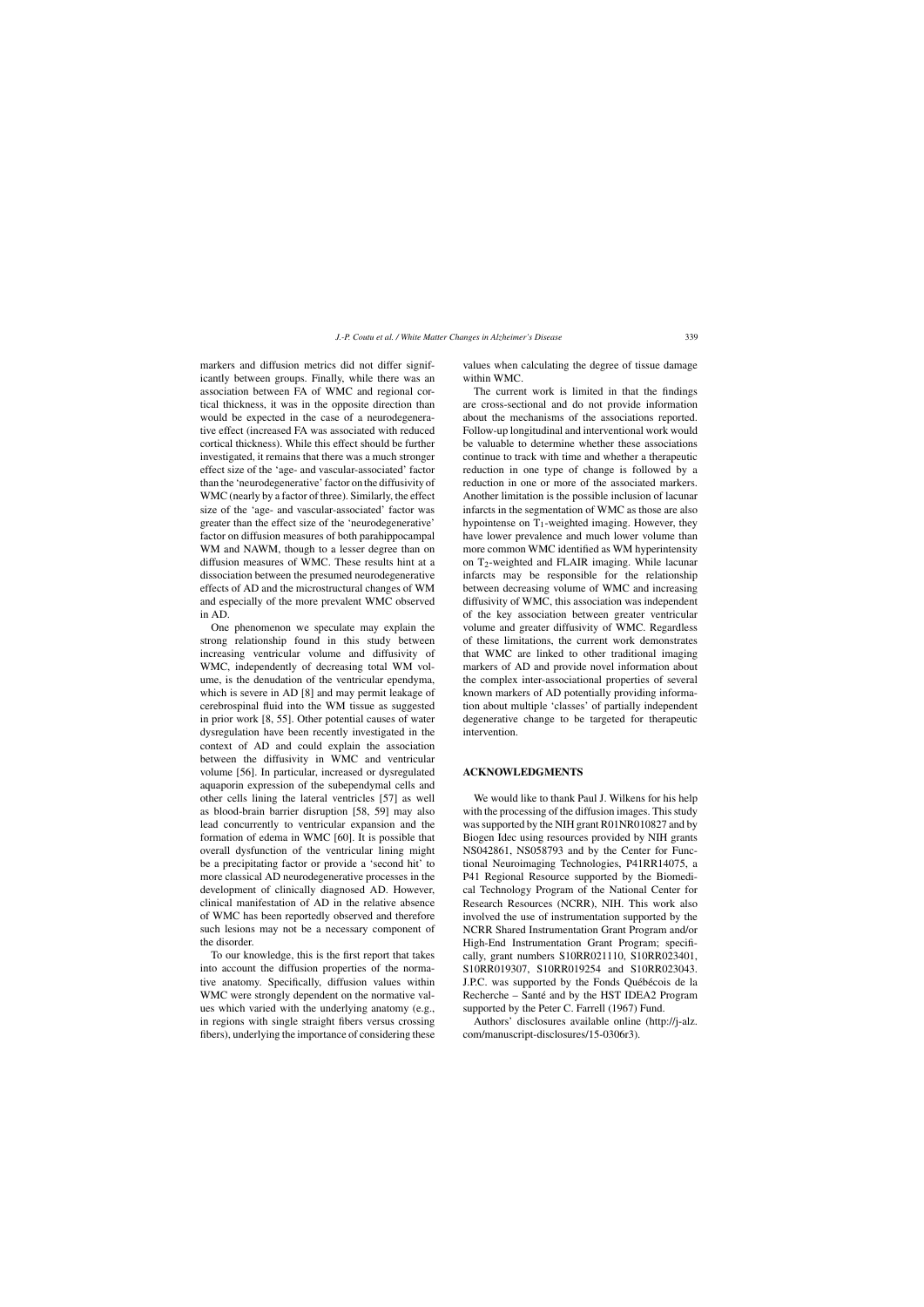markers and diffusion metrics did not differ significantly between groups. Finally, while there was an association between FA of WMC and regional cortical thickness, it was in the opposite direction than would be expected in the case of a neurodegenerative effect (increased FA was associated with reduced cortical thickness). While this effect should be further investigated, it remains that there was a much stronger effect size of the 'age- and vascular-associated' factor than the 'neurodegenerative' factor on the diffusivity of WMC (nearly by a factor of three). Similarly, the effect size of the 'age- and vascular-associated' factor was greater than the effect size of the 'neurodegenerative' factor on diffusion measures of both parahippocampal WM and NAWM, though to a lesser degree than on diffusion measures of WMC. These results hint at a dissociation between the presumed neurodegenerative effects of AD and the microstructural changes of WM and especially of the more prevalent WMC observed in AD.

One phenomenon we speculate may explain the strong relationship found in this study between increasing ventricular volume and diffusivity of WMC, independently of decreasing total WM volume, is the denudation of the ventricular ependyma, which is severe in AD [8] and may permit leakage of cerebrospinal fluid into the WM tissue as suggested in prior work [8, 55]. Other potential causes of water dysregulation have been recently investigated in the context of AD and could explain the association between the diffusivity in WMC and ventricular volume [56]. In particular, increased or dysregulated aquaporin expression of the subependymal cells and other cells lining the lateral ventricles [57] as well as blood-brain barrier disruption [58, 59] may also lead concurrently to ventricular expansion and the formation of edema in WMC [60]. It is possible that overall dysfunction of the ventricular lining might be a precipitating factor or provide a 'second hit' to more classical AD neurodegenerative processes in the development of clinically diagnosed AD. However, clinical manifestation of AD in the relative absence of WMC has been reportedly observed and therefore such lesions may not be a necessary component of the disorder.

To our knowledge, this is the first report that takes into account the diffusion properties of the normative anatomy. Specifically, diffusion values within WMC were strongly dependent on the normative values which varied with the underlying anatomy (e.g., in regions with single straight fibers versus crossing fibers), underlying the importance of considering these values when calculating the degree of tissue damage within WMC.

The current work is limited in that the findings are cross-sectional and do not provide information about the mechanisms of the associations reported. Follow-up longitudinal and interventional work would be valuable to determine whether these associations continue to track with time and whether a therapeutic reduction in one type of change is followed by a reduction in one or more of the associated markers. Another limitation is the possible inclusion of lacunar infarcts in the segmentation of WMC as those are also hypointense on $T_1$-weighted imaging. However, they have lower prevalence and much lower volume than more common WMC identified as WM hyperintensity on $T_2$-weighted and FLAIR imaging. While lacunar infarcts may be responsible for the relationship between decreasing volume of WMC and increasing diffusivity of WMC, this association was independent of the key association between greater ventricular volume and greater diffusivity of WMC. Regardless of these limitations, the current work demonstrates that WMC are linked to other traditional imaging markers of AD and provide novel information about the complex inter-associational properties of several known markers of AD potentially providing information about multiple 'classes' of partially independent degenerative change to be targeted for therapeutic intervention.

## ACKNOWLEDGMENTS

We would like to thank Paul J. Wilkens for his help with the processing of the diffusion images. This study was supported by the NIH grant R01NR010827 and by Biogen Idec using resources provided by NIH grants NS042861, NS058793 and by the Center for Functional Neuroimaging Technologies, P41RR14075, a P41 Regional Resource supported by the Biomedical Technology Program of the National Center for Research Resources (NCRR), NIH. This work also involved the use of instrumentation supported by the NCRR Shared Instrumentation Grant Program and/or High-End Instrumentation Grant Program; specifically, grant numbers S10RR021110, S10RR023401, S10RR019307, S10RR019254 and S10RR023043. J.P.C. was supported by the Fonds Québécois de la Recherche – Santé and by the HST IDEA2 Program supported by the Peter C. Farrell (1967) Fund.

Authors' disclosures available online (http://j-alz.com/manuscript-disclosures/15-0306r3).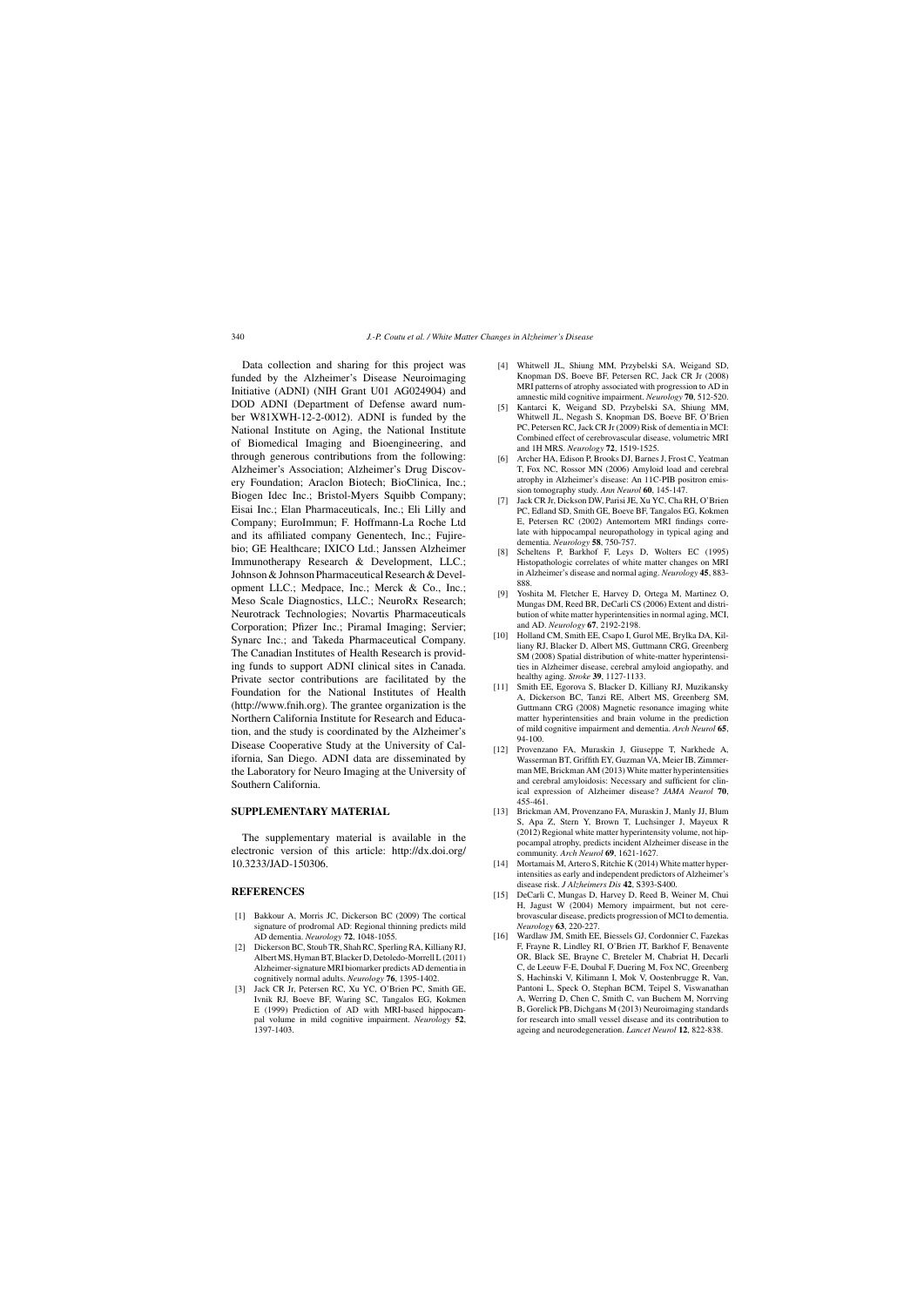Data collection and sharing for this project was funded by the Alzheimer's Disease Neuroimaging Initiative (ADNI) (NIH Grant U01 AG024904) and DOD ADNI (Department of Defense award number W81XWH-12-2-0012). ADNI is funded by the National Institute on Aging, the National Institute of Biomedical Imaging and Bioengineering, and through generous contributions from the following: Alzheimer's Association; Alzheimer's Drug Discovery Foundation; Araclon Biotech; BioClinica, Inc.; Biogen Idec Inc.; Bristol-Myers Squibb Company; Eisai Inc.; Elan Pharmaceuticals, Inc.; Eli Lilly and Company; EuroImmun; F. Hoffmann-La Roche Ltd and its affiliated company Genentech, Inc.; Fujirebio; GE Healthcare; IXICO Ltd.; Janssen Alzheimer Immunotherapy Research & Development, LLC.; Johnson & Johnson Pharmaceutical Research & Development LLC.; Medpace, Inc.; Merck & Co., Inc.; Meso Scale Diagnostics, LLC.; NeuroRx Research; Neurotrack Technologies; Novartis Pharmaceuticals Corporation; Pfizer Inc.; Piramal Imaging; Servier; Synarc Inc.; and Takeda Pharmaceutical Company. The Canadian Institutes of Health Research is providing funds to support ADNI clinical sites in Canada. Private sector contributions are facilitated by the Foundation for the National Institutes of Health (http://www.fnih.org). The grantee organization is the Northern California Institute for Research and Education, and the study is coordinated by the Alzheimer's Disease Cooperative Study at the University of California, San Diego. ADNI data are disseminated by the Laboratory for Neuro Imaging at the University of Southern California.

## SUPPLEMENTARY MATERIAL

The supplementary material is available in the electronic version of this article: http://dx.doi.org/10.3233/JAD-150306.

## REFERENCES

[1] Bakkour A, Morris JC, Dickerson BC (2009) The cortical signature of prodromal AD: Regional thinning predicts mild AD dementia. *Neurology* **72**, 1048-1055.

[2] Dickerson BC, Stoub TR, Shah RC, Sperling RA, Killiany RJ, Albert MS, Hyman BT, Blacker D, Detoledo-Morrell L (2011) Alzheimer-signature MRI biomarker predicts AD dementia in cognitively normal adults. *Neurology* **76**, 1395-1402.

[3] Jack CR Jr, Petersen RC, Xu YC, O'Brien PC, Smith GE, Ivnik RJ, Boeve BF, Waring SC, Tangalos EG, Kokmen E (1999) Prediction of AD with MRI-based hippocampal volume in mild cognitive impairment. *Neurology* **52**, 1397-1403.

[4] Whitwell JL, Shiung MM, Przybelski SA, Weigand SD, Knopman DS, Boeve BF, Petersen RC, Jack CR Jr (2008) MRI patterns of atrophy associated with progression to AD in amnestic mild cognitive impairment. *Neurology* **70**, 512-520.

[5] Kantarci K, Weigand SD, Przybelski SA, Shiung MM, Whitwell JL, Negash S, Knopman DS, Boeve BF, O'Brien PC, Petersen RC, Jack CR Jr (2009) Risk of dementia in MCI: Combined effect of cerebrovascular disease, volumetric MRI and 1H MRS. *Neurology* **72**, 1519-1525.

[6] Archer HA, Edison P, Brooks DJ, Barnes J, Frost C, Yeatman T, Fox NC, Rossor MN (2006) Amyloid load and cerebral atrophy in Alzheimer's disease: An 11C-PIB positron emission tomography study. *Ann Neurol* **60**, 145-147.

[7] Jack CR Jr, Dickson DW, Parisi JE, Xu YC, Cha RH, O'Brien PC, Edland SD, Smith GE, Boeve BF, Tangalos EG, Kokmen E, Petersen RC (2002) Antemortem MRI findings correlate with hippocampal neuropathology in typical aging and dementia. *Neurology* **58**, 750-757.

[8] Scheltens P, Barkhof F, Leys D, Wolters EC (1995) Histopathologic correlates of white matter changes on MRI in Alzheimer's disease and normal aging. *Neurology* **45**, 883-888.

[9] Yoshita M, Fletcher E, Harvey D, Ortega M, Martinez O, Mungas DM, Reed BR, DeCarli CS (2006) Extent and distribution of white matter hyperintensities in normal aging, MCI, and AD. *Neurology* **67**, 2192-2198.

[10] Holland CM, Smith EE, Csapo I, Gurol ME, Brylka DA, Killiany RJ, Blacker D, Albert MS, Guttmann CRG, Greenberg SM (2008) Spatial distribution of white-matter hyperintensities in Alzheimer disease, cerebral amyloid angiopathy, and healthy aging. *Stroke* **39**, 1127-1133.

[11] Smith EE, Egorova S, Blacker D, Killiany RJ, Muzikansky A, Dickerson BC, Tanzi RE, Albert MS, Greenberg SM, Guttmann CRG (2008) Magnetic resonance imaging white matter hyperintensities and brain volume in the prediction of mild cognitive impairment and dementia. *Arch Neurol* **65**, 94-100.

[12] Provenzano FA, Muraskin J, Giuseppe T, Narkhede A, Wasserman BT, Griffith EY, Guzman VA, Meier IB, Zimmerman ME, Brickman AM (2013) White matter hyperintensities and cerebral amyloidosis: Necessary and sufficient for clinical expression of Alzheimer disease? *JAMA Neurol* **70**, 455-461.

[13] Brickman AM, Provenzano FA, Muraskin J, Manly JJ, Blum S, Apa Z, Stern Y, Brown T, Luchsinger J, Mayeux R (2012) Regional white matter hyperintensity volume, not hippocampal atrophy, predicts incident Alzheimer disease in the community. *Arch Neurol* **69**, 1621-1627.

[14] Mortamais M, Artero S, Ritchie K (2014) White matter hyperintensities as early and independent predictors of Alzheimer's disease risk. *J Alzheimers Dis* **42**, S393-S400.

[15] DeCarli C, Mungas D, Harvey D, Reed B, Weiner M, Chui H, Jagust W (2004) Memory impairment, but not cerebrovascular disease, predicts progression of MCI to dementia. *Neurology* **63**, 220-227.

[16] Wardlaw JM, Smith EE, Biessels GJ, Cordonnier C, Fazekas F, Frayne R, Lindley RI, O'Brien JT, Barkhof F, Benavente OR, Black SE, Brayne C, Breteler M, Chabriat H, Decarli C, de Leeuw F-E, Doubal F, Duering M, Fox NC, Greenberg S, Hachinski V, Kilimann I, Mok V, Oostenbrugge R, Van, Pantoni L, Speck O, Stephan BCM, Teipel S, Viswanathan A, Werring D, Chen C, Smith C, van Buchem M, Norrving B, Gorelick PB, Dichgans M (2013) Neuroimaging standards for research into small vessel disease and its contribution to ageing and neurodegeneration. *Lancet Neurol* **12**, 822-838.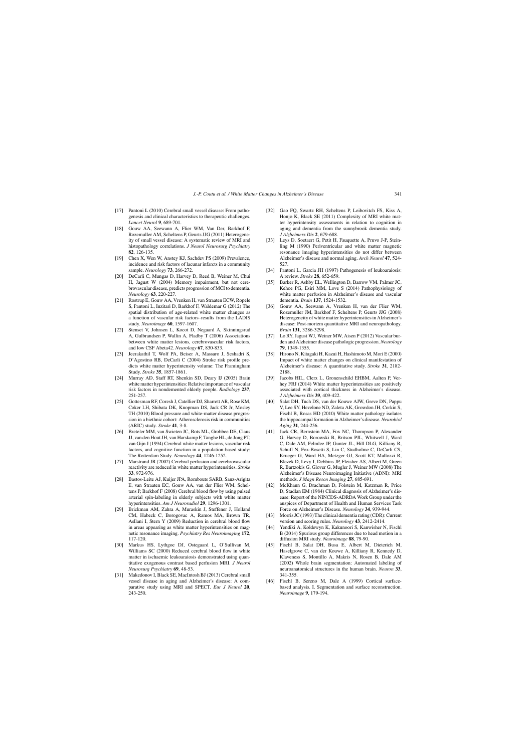[17] Pantoni L (2010) Cerebral small vessel disease: From pathogenesis and clinical characteristics to therapeutic challenges. *Lancet Neurol* **9**, 689-701.

[18] Gouw AA, Seewann A, Flier WM, Van Der, Barkhof F, Rozemuller AM, Scheltens P, Geurts JJG (2011) Heterogeneity of small vessel disease: A systematic review of MRI and histopathology correlations. *J Neurol Neurosurg Psychiatry* **82**, 126-135.

[19] Chen X, Wen W, Anstey KJ, Sachdev PS (2009) Prevalence, incidence and risk factors of lacunar infarcts in a community sample. *Neurology* **73**, 266-272.

[20] DeCarli C, Mungas D, Harvey D, Reed B, Weiner M, Chui H, Jagust W (2004) Memory impairment, but not cerebrovascular disease, predicts progression of MCI to dementia. *Neurology* **63**, 220-227.

[21] Rostrup E, Gouw AA, Vrenken H, van Straaten ECW, Ropele S, Pantoni L, Inzitari D, Barkhof F, Waldemar G (2012) The spatial distribution of age-related white matter changes as a function of vascular risk factors–results from the LADIS study. *Neuroimage* **60**, 1597-1607.

[22] Stenset V, Johnsen L, Kocot D, Negaard A, Skinningsrud A, Gulbrandsen P, Wallin A, Fladby T (2006) Associations between white matter lesions, cerebrovascular risk factors, and low CSF Abeta42. *Neurology* **67**, 830-833.

[23] Jeerakathil T, Wolf PA, Beiser A, Massaro J, Seshadri S, D'Agostino RB, DeCarli C (2004) Stroke risk profile predicts white matter hyperintensity volume: The Framingham Study. *Stroke* **35**, 1857-1861.

[24] Murray AD, Staff RT, Shenkin SD, Deary IJ (2005) Brain white matter hyperintensities: Relative importance of vascular risk factors in nondemented elderly people. *Radiology* **237**, 251-257.

[25] Gottesman RF, Coresh J, Catellier DJ, Sharrett AR, Rose KM, Coker LH, Shibata DK, Knopman DS, Jack CR Jr, Mosley TH (2010) Blood pressure and white-matter disease progression in a biethnic cohort: Atherosclerosis risk in communities (ARIC) study. *Stroke* **41**, 3-8.

[26] Breteler MM, van Swieten JC, Bots ML, Grobbee DE, Claus JJ, van den Hout JH, van Harskamp F, Tanghe HL, de Jong PT, van Gijn J (1994) Cerebral white matter lesions, vascular risk factors, and cognitive function in a population-based study: The Rotterdam Study. *Neurology* **44**, 1246-1252.

[27] Marstrand JR (2002) Cerebral perfusion and cerebrovascular reactivity are reduced in white matter hyperintensities. *Stroke* **33**, 972-976.

[28] Bastos-Leite AJ, Kuijer JPA, Rombouts SARB, Sanz-Arigita E, van Straaten EC, Gouw AA, van der Flier WM, Scheltens P, Barkhof F (2008) Cerebral blood flow by using pulsed arterial spin-labeling in elderly subjects with white matter hyperintensities. *Am J Neuroradiol* **29**, 1296-1301.

[29] Brickman AM, Zahra A, Muraskin J, Steffener J, Holland CM, Habeck C, Borogovac A, Ramos MA, Brown TR, Asllani I, Stern Y (2009) Reduction in cerebral blood flow in areas appearing as white matter hyperintensities on magnetic resonance imaging. *Psychiatry Res Neuroimaging* **172**, 117-120.

[30] Markus HS, Lythgoe DJ, Ostegaard L, O'Sullivan M, Williams SC (2000) Reduced cerebral blood flow in white matter in ischaemic leukoaraiosis demonstrated using quantitative exogenous contrast based perfusion MRI. *J Neurol Neurosurg Psychiatry* **69**, 48-53.

[31] Makedonov I, Black SE, MacIntosh BJ (2013) Cerebral small vessel disease in aging and Alzheimer's disease: A comparative study using MRI and SPECT. *Eur J Neurol* **20**, 243-250.

[32] Gao FQ, Swartz RH, Scheltens P, Leibovitch FS, Kiss A, Honjo K, Black SE (2011) Complexity of MRI white matter hyperintensity assessments in relation to cognition in aging and dementia from the sunnybrook dementia study. *J Alzheimers Dis* **2**, 679-688.

[33] Leys D, Soetaert G, Petit H, Fauquette A, Pruvo J-P, Steinling M (1990) Periventricular and white matter magnetic resonance imaging hyperintensities do not differ between Alzheimer's disease and normal aging. *Arch Neurol* **47**, 524-527.

[34] Pantoni L, Garcia JH (1997) Pathogenesis of leukoaraiosis: A review. *Stroke* **28**, 652-659.

[35] Barker R, Ashby EL, Wellington D, Barrow VM, Palmer JC, Kehoe PG, Esiri MM, Love S (2014) Pathophysiology of white matter perfusion in Alzheimer's disease and vascular dementia. *Brain* **137**, 1524-1532.

[36] Gouw AA, Seewann A, Vrenken H, van der Flier WM, Rozemuller JM, Barkhof F, Scheltens P, Geurts JJG (2008) Heterogeneity of white matter hyperintensities in Alzheimer's disease: Post-mortem quantitative MRI and neuropathology. *Brain* **131**, 3286-3298.

[37] Lo RY, Jagust WJ, Weiner MW, Aisen P (2012) Vascular burden and Alzheimer disease pathologic progression. *Neurology* **79**, 1349-1355.

[38] Hirono N, Kitagaki H, Kazui H, Hashimoto M, Mori E (2000) Impact of white matter changes on clinical manifestation of Alzheimer's disease: A quantitative study. *Stroke* **31**, 2182-2188.

[39] Jacobs HIL, Clerx L, Gronenschild EHBM, Aalten P, Verhey FRJ (2014) White matter hyperintensities are positively associated with cortical thickness in Alzheimer's disease. *J Alzheimers Dis* **39**, 409-422.

[40] Salat DH, Tuch DS, van der Kouwe AJW, Greve DN, Pappu V, Lee SY, Hevelone ND, Zaleta AK, Growdon JH, Corkin S, Fischl B, Rosas HD (2010) White matter pathology isolates the hippocampal formation in Alzheimer's disease. *Neurobiol Aging* **31**, 244-256.

[41] Jack CR, Bernstein MA, Fox NC, Thompson P, Alexander G, Harvey D, Borowski B, Britson PJL, Whitwell J, Ward C, Dale AM, Felmlee JP, Gunter JL, Hill DLG, Killiany R, Schuff N, Fox-Bosetti S, Lin C, Studholme C, DeCarli CS, Krueger G, Ward HA, Metzger GJ, Scott KT, Mallozzi R, Blezek D, Levy J, Debbins JP, Fleisher AS, Albert M, Green R, Bartzokis G, Glover G, Mugler J, Weiner MW (2008) The Alzheimer's Disease Neuroimaging Initiative (ADNI): MRI methods. *J Magn Reson Imaging* **27**, 685-691.

[42] McKhann G, Drachman D, Folstein M, Katzman R, Price D, Stadlan EM (1984) Clinical diagnosis of Alzheimer's disease: Report of the NINCDS-ADRDA Work Group under the auspices of Department of Health and Human Services Task Force on Alzheimer's Disease. *Neurology* **34**, 939-944.

[43] Morris JC (1993) The clinical dementia rating (CDR): Current version and scoring rules. *Neurology* **43**, 2412-2414.

[44] Yendiki A, Koldewyn K, Kakunoori S, Kanwisher N, Fischl B (2014) Spurious group differences due to head motion in a diffusion MRI study. *Neuroimage* **88**, 79-90.

[45] Fischl B, Salat DH, Busa E, Albert M, Dieterich M, Haselgrove C, van der Kouwe A, Killiany R, Kennedy D, Klaveness S, Montillo A, Makris N, Rosen B, Dale AM (2002) Whole brain segmentation: Automated labeling of neuroanatomical structures in the human brain. *Neuron* **33**, 341-355.

[46] Fischl B, Sereno M, Dale A (1999) Cortical surface-based analysis. I. Segmentation and surface reconstruction. *Neuroimage* **9**, 179-194.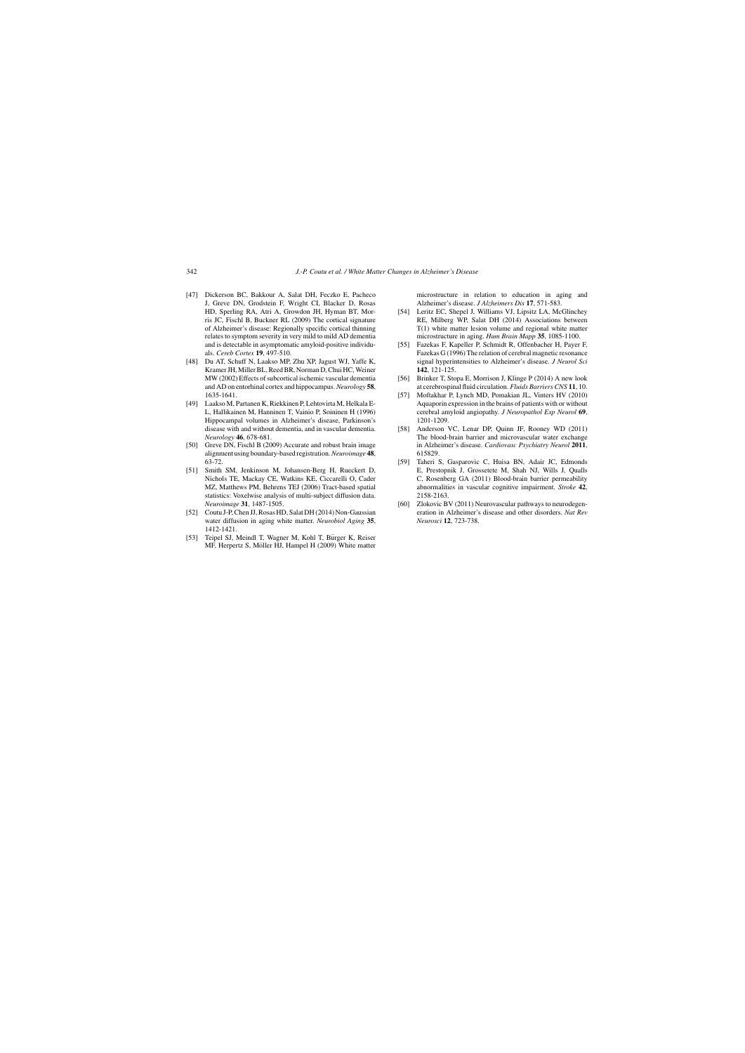[47] Dickerson BC, Bakkour A, Salat DH, Feczko E, Pacheco J, Greve DN, Grodstein F, Wright CI, Blacker D, Rosas HD, Sperling RA, Atri A, Growdon JH, Hyman BT, Morris JC, Fischl B, Buckner RL (2009) The cortical signature of Alzheimer's disease: Regionally specific cortical thinning relates to symptom severity in very mild to mild AD dementia and is detectable in asymptomatic amyloid-positive individuals. *Cereb Cortex* **19**, 497-510.

[48] Du AT, Schuff N, Laakso MP, Zhu XP, Jagust WJ, Yaffe K, Kramer JH, Miller BL, Reed BR, Norman D, Chui HC, Weiner MW (2002) Effects of subcortical ischemic vascular dementia and AD on entorhinal cortex and hippocampus. *Neurology* **58**, 1635-1641.

[49] Laakso M, Partanen K, Riekkinen P, Lehtovirta M, Helkala E-L, Hallikainen M, Hanninen T, Vainio P, Soininen H (1996) Hippocampal volumes in Alzheimer's disease, Parkinson's disease with and without dementia, and in vascular dementia. *Neurology* **46**, 678-681.

[50] Greve DN, Fischl B (2009) Accurate and robust brain image alignment using boundary-based registration. *Neuroimage* **48**, 63-72.

[51] Smith SM, Jenkinson M, Johansen-Berg H, Rueckert D, Nichols TE, Mackay CE, Watkins KE, Ciccarelli O, Cader MZ, Matthews PM, Behrens TEJ (2006) Tract-based spatial statistics: Voxelwise analysis of multi-subject diffusion data. *Neuroimage* **31**, 1487-1505.

[52] Coutu J-P, Chen JJ, Rosas HD, Salat DH (2014) Non-Gaussian water diffusion in aging white matter. *Neurobiol Aging* **35**, 1412-1421.

[53] Teipel SJ, Meindl T, Wagner M, Kohl T, Bürger K, Reiser MF, Herpertz S, Möller HJ, Hampel H (2009) White matter microstructure in relation to education in aging and Alzheimer's disease. *J Alzheimers Dis* **17**, 571-583.

[54] Leritz EC, Shepel J, Williams VJ, Lipsitz LA, McGlinchey RE, Milberg WP, Salat DH (2014) Associations between T(1) white matter lesion volume and regional white matter microstructure in aging. *Hum Brain Mapp* **35**, 1085-1100.

[55] Fazekas F, Kapeller P, Schmidt R, Offenbacher H, Payer F, Fazekas G (1996) The relation of cerebral magnetic resonance signal hyperintensities to Alzheimer's disease. *J Neurol Sci* **142**, 121-125.

[56] Brinker T, Stopa E, Morrison J, Klinge P (2014) A new look at cerebrospinal fluid circulation. *Fluids Barriers CNS* **11**, 10.

[57] Moftakhar P, Lynch MD, Pomakian JL, Vinters HV (2010) Aquaporin expression in the brains of patients with or without cerebral amyloid angiopathy. *J Neuropathol Exp Neurol* **69**, 1201-1209.

[58] Anderson VC, Lenar DP, Quinn JF, Rooney WD (2011) The blood-brain barrier and microvascular water exchange in Alzheimer's disease. *Cardiovasc Psychiatry Neurol* **2011**, 615829.

[59] Taheri S, Gasparovic C, Huisa BN, Adair JC, Edmonds E, Prestopnik J, Grossetete M, Shah NJ, Wills J, Qualls C, Rosenberg GA (2011) Blood-brain barrier permeability abnormalities in vascular cognitive impairment. *Stroke* **42**, 2158-2163.

[60] Zlokovic BV (2011) Neurovascular pathways to neurodegeneration in Alzheimer's disease and other disorders. *Nat Rev Neurosci* **12**, 723-738.